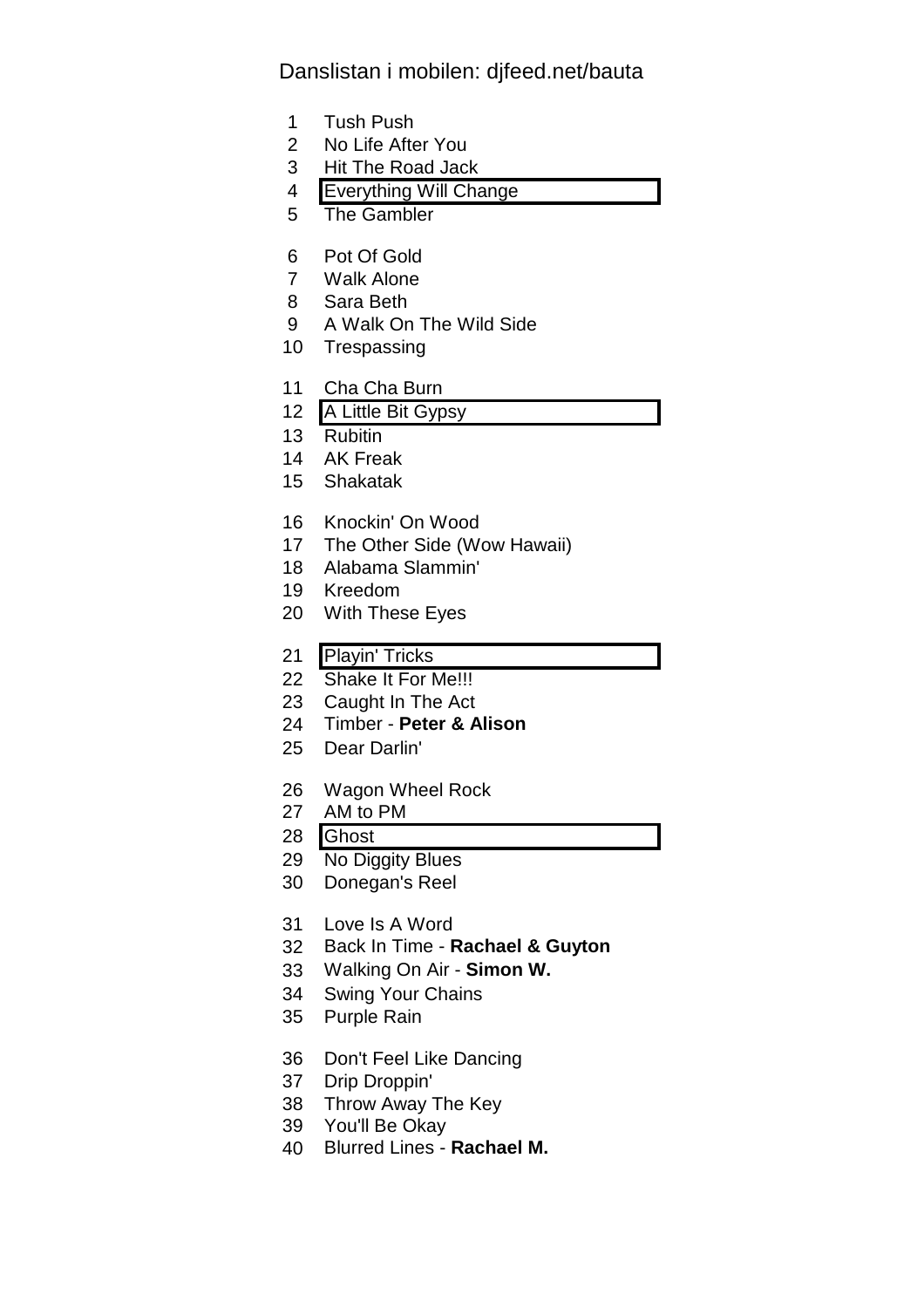Danslistan i mobilen: djfeed.net/bauta

1 Tush Push
2 No Life After You
3 Hit The Road Jack
4 Everything Will Change
5 The Gambler

6 Pot Of Gold
7 Walk Alone
8 Sara Beth
9 A Walk On The Wild Side
10 Trespassing

11 Cha Cha Burn
12 A Little Bit Gypsy
13 Rubitin
14 AK Freak
15 Shakatak

16 Knockin' On Wood
17 The Other Side (Wow Hawaii)
18 Alabama Slammin'
19 Kreedom
20 With These Eyes

21 Playin' Tricks
22 Shake It For Me!!!
23 Caught In The Act
24 Timber - **Peter & Alison**
25 Dear Darlin'

26 Wagon Wheel Rock
27 AM to PM
28 Ghost
29 No Diggity Blues
30 Donegan's Reel

31 Love Is A Word
32 Back In Time - **Rachael & Guyton**
33 Walking On Air - **Simon W.**
34 Swing Your Chains
35 Purple Rain

36 Don't Feel Like Dancing
37 Drip Droppin'
38 Throw Away The Key
39 You'll Be Okay
40 Blurred Lines - **Rachael M.**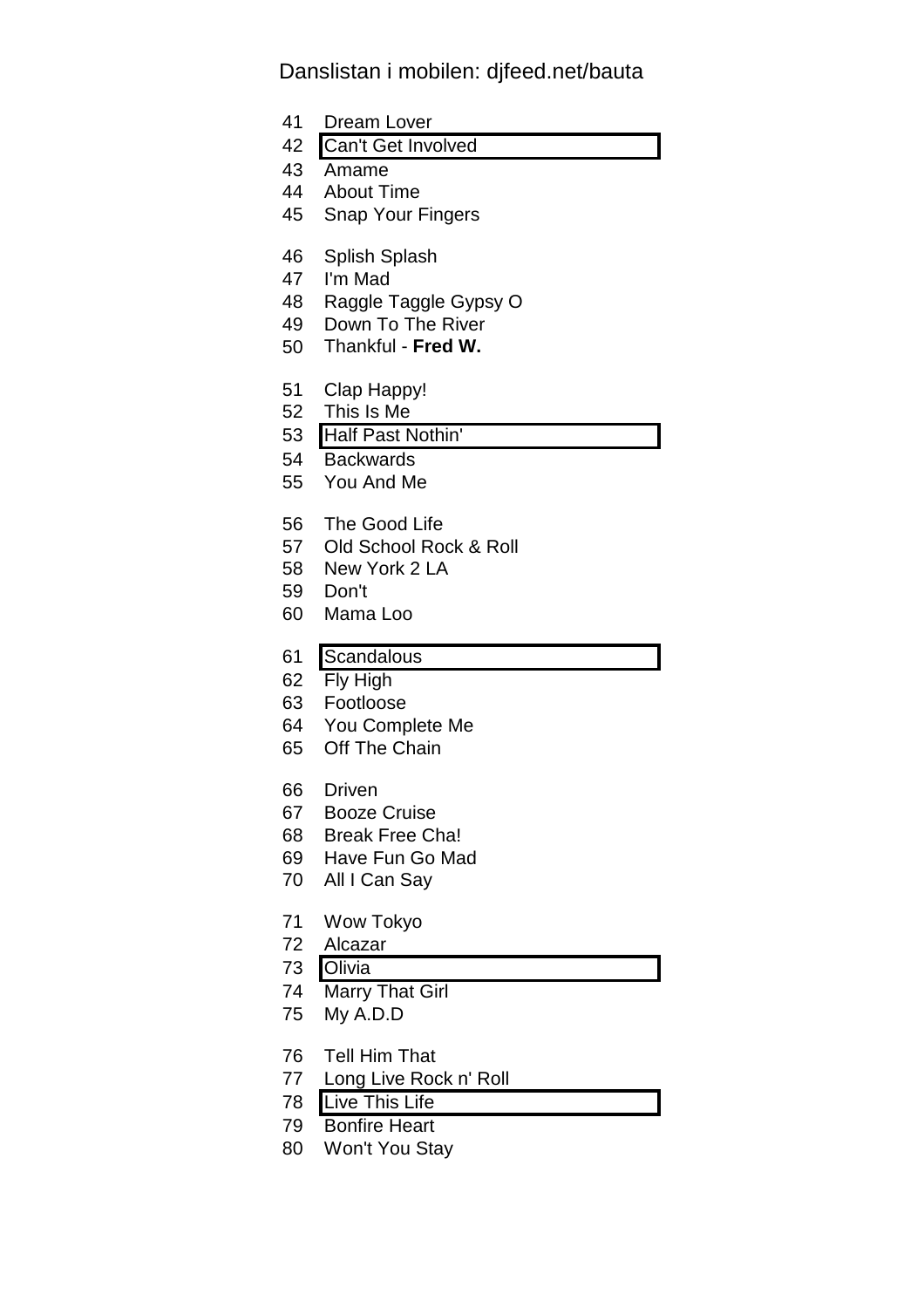Danslistan i mobilen: djfeed.net/bauta

41 Dream Lover
42 Can't Get Involved
43 Amame
44 About Time
45 Snap Your Fingers

46 Splish Splash
47 I'm Mad
48 Raggle Taggle Gypsy O
49 Down To The River
50 Thankful - **Fred W.**

51 Clap Happy!
52 This Is Me
53 Half Past Nothin'
54 Backwards
55 You And Me

56 The Good Life
57 Old School Rock & Roll
58 New York 2 LA
59 Don't
60 Mama Loo

61 Scandalous
62 Fly High
63 Footloose
64 You Complete Me
65 Off The Chain

66 Driven
67 Booze Cruise
68 Break Free Cha!
69 Have Fun Go Mad
70 All I Can Say

71 Wow Tokyo
72 Alcazar
73 Olivia
74 Marry That Girl
75 My A.D.D

76 Tell Him That
77 Long Live Rock n' Roll
78 Live This Life
79 Bonfire Heart
80 Won't You Stay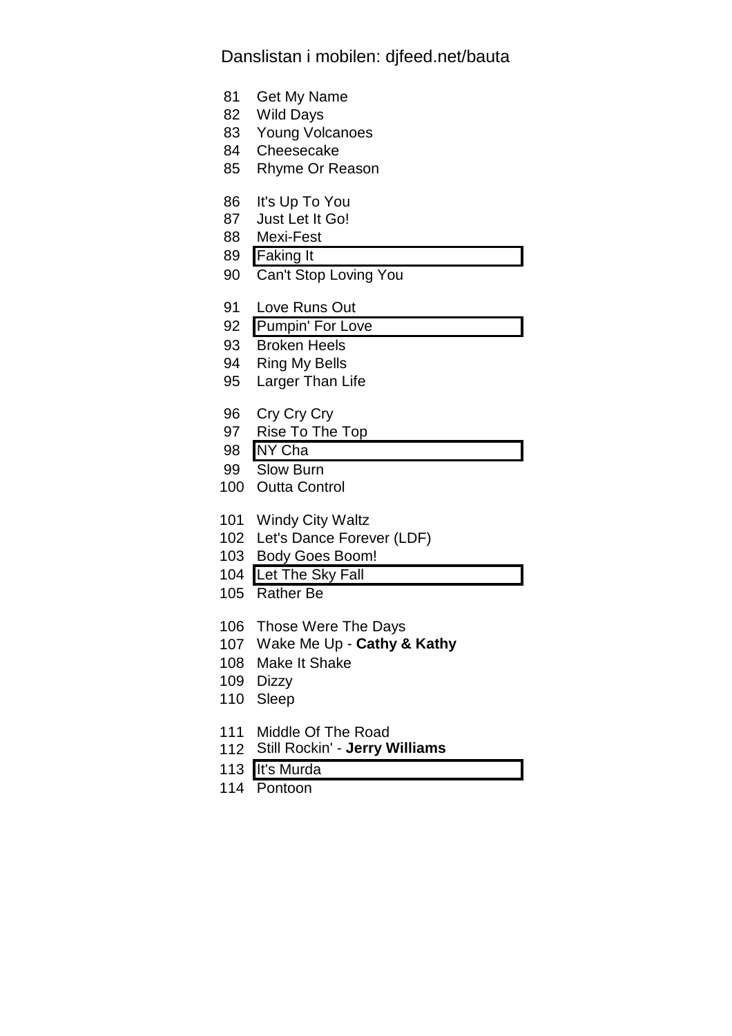Danslistan i mobilen: djfeed.net/bauta

81 Get My Name
82 Wild Days
83 Young Volcanoes
84 Cheesecake
85 Rhyme Or Reason

86 It's Up To You
87 Just Let It Go!
88 Mexi-Fest
89 Faking It
90 Can't Stop Loving You

91 Love Runs Out
92 Pumpin' For Love
93 Broken Heels
94 Ring My Bells
95 Larger Than Life

96 Cry Cry Cry
97 Rise To The Top
98 NY Cha
99 Slow Burn
100 Outta Control

101 Windy City Waltz
102 Let's Dance Forever (LDF)
103 Body Goes Boom!
104 Let The Sky Fall
105 Rather Be

106 Those Were The Days
107 Wake Me Up - **Cathy & Kathy**
108 Make It Shake
109 Dizzy
110 Sleep

111 Middle Of The Road
112 Still Rockin' - **Jerry Williams**
113 It's Murda
114 Pontoon